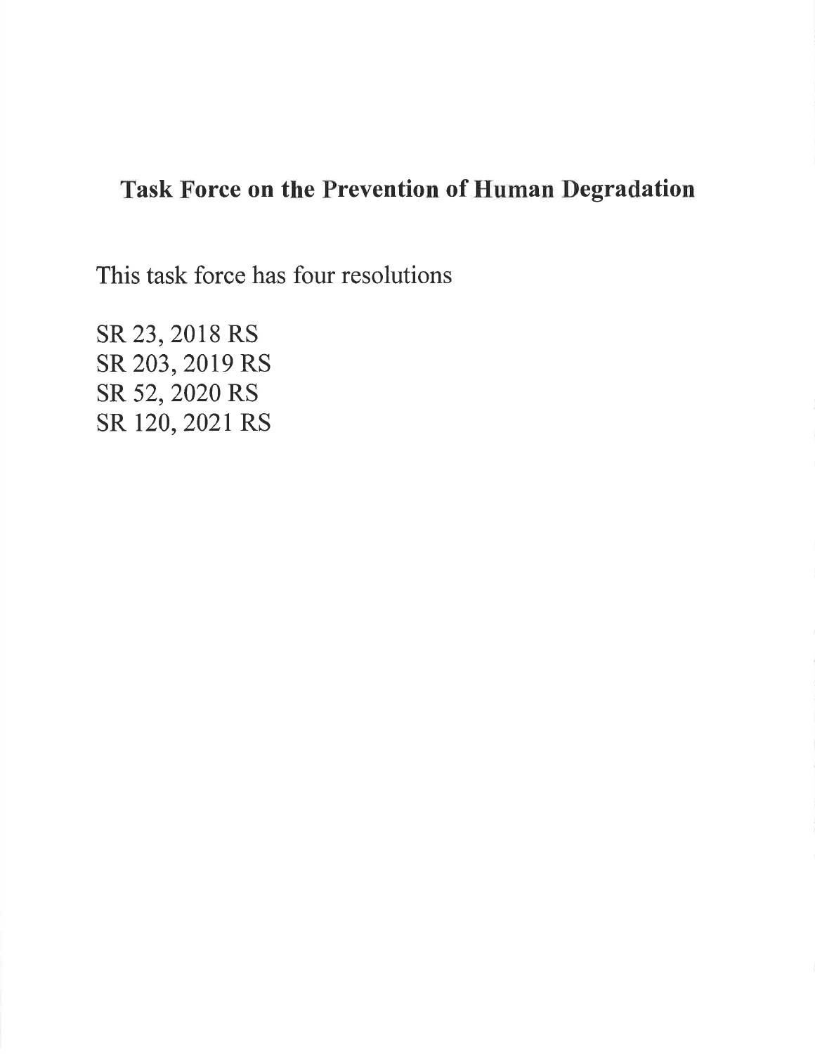# Task Force on the Prevention of Human Degradation

This task force has four resolutions

SR 23, 2018 RS
SR 203, 2019 RS
SR 52, 2020 RS
SR 120, 2021 RS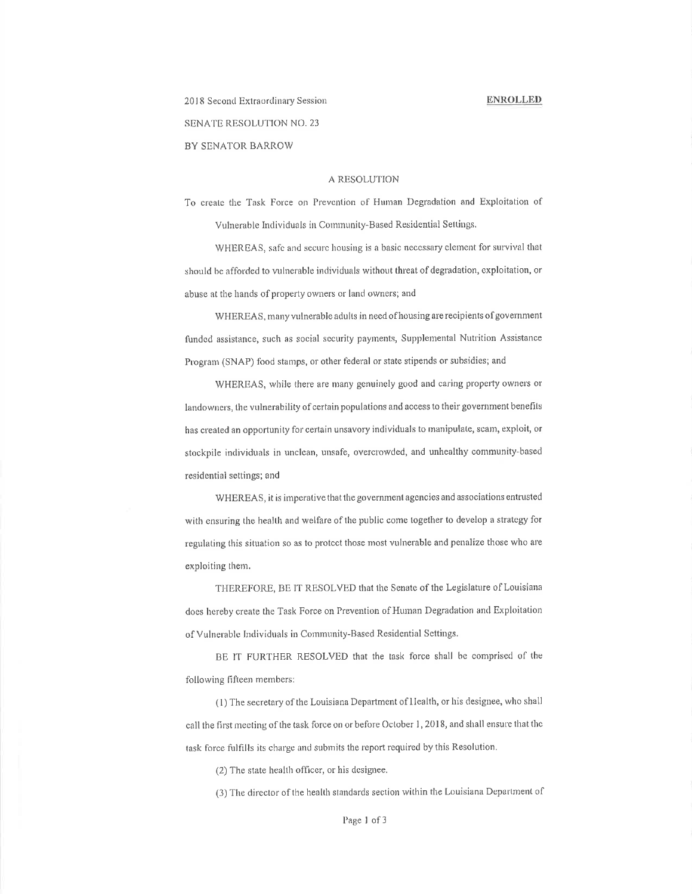2018 Second Extraordinary Session **ENROLLED**

SENATE RESOLUTION NO. 23

BY SENATOR BARROW

A RESOLUTION

To create the Task Force on Prevention of Human Degradation and Exploitation of Vulnerable Individuals in Community-Based Residential Settings.

WHEREAS, safe and secure housing is a basic necessary element for survival that should be afforded to vulnerable individuals without threat of degradation, exploitation, or abuse at the hands of property owners or land owners; and

WHEREAS, many vulnerable adults in need of housing are recipients of government funded assistance, such as social security payments, Supplemental Nutrition Assistance Program (SNAP) food stamps, or other federal or state stipends or subsidies; and

WHEREAS, while there are many genuinely good and caring property owners or landowners, the vulnerability of certain populations and access to their government benefits has created an opportunity for certain unsavory individuals to manipulate, scam, exploit, or stockpile individuals in unclean, unsafe, overcrowded, and unhealthy community-based residential settings; and

WHEREAS, it is imperative that the government agencies and associations entrusted with ensuring the health and welfare of the public come together to develop a strategy for regulating this situation so as to protect those most vulnerable and penalize those who are exploiting them.

THEREFORE, BE IT RESOLVED that the Senate of the Legislature of Louisiana does hereby create the Task Force on Prevention of Human Degradation and Exploitation of Vulnerable Individuals in Community-Based Residential Settings.

BE IT FURTHER RESOLVED that the task force shall be comprised of the following fifteen members:

(1) The secretary of the Louisiana Department of Health, or his designee, who shall call the first meeting of the task force on or before October 1, 2018, and shall ensure that the task force fulfills its charge and submits the report required by this Resolution.

(2) The state health officer, or his designee.

(3) The director of the health standards section within the Louisiana Department of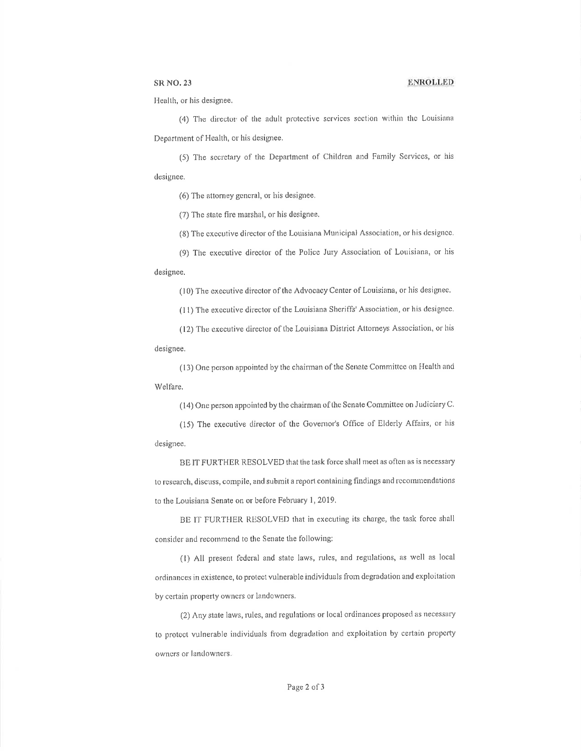Health, or his designee.

(4) The director of the adult protective services section within the Louisiana Department of Health, or his designee.

(5) The secretary of the Department of Children and Family Services, or his designee.

(6) The attorney general, or his designee.

(7) The state fire marshal, or his designee.

(8) The executive director of the Louisiana Municipal Association, or his designee.

(9) The executive director of the Police Jury Association of Louisiana, or his designee.

(10) The executive director of the Advocacy Center of Louisiana, or his designee.

(11) The executive director of the Louisiana Sheriffs' Association, or his designee.

(12) The executive director of the Louisiana District Attorneys Association, or his designee.

(13) One person appointed by the chairman of the Senate Committee on Health and Welfare.

(14) One person appointed by the chairman of the Senate Committee on Judiciary C.

(15) The executive director of the Governor's Office of Elderly Affairs, or his designee.

BE IT FURTHER RESOLVED that the task force shall meet as often as is necessary to research, discuss, compile, and submit a report containing findings and recommendations to the Louisiana Senate on or before February 1, 2019.

BE IT FURTHER RESOLVED that in executing its charge, the task force shall consider and recommend to the Senate the following:

(1) All present federal and state laws, rules, and regulations, as well as local ordinances in existence, to protect vulnerable individuals from degradation and exploitation by certain property owners or landowners.

(2) Any state laws, rules, and regulations or local ordinances proposed as necessary to protect vulnerable individuals from degradation and exploitation by certain property owners or landowners.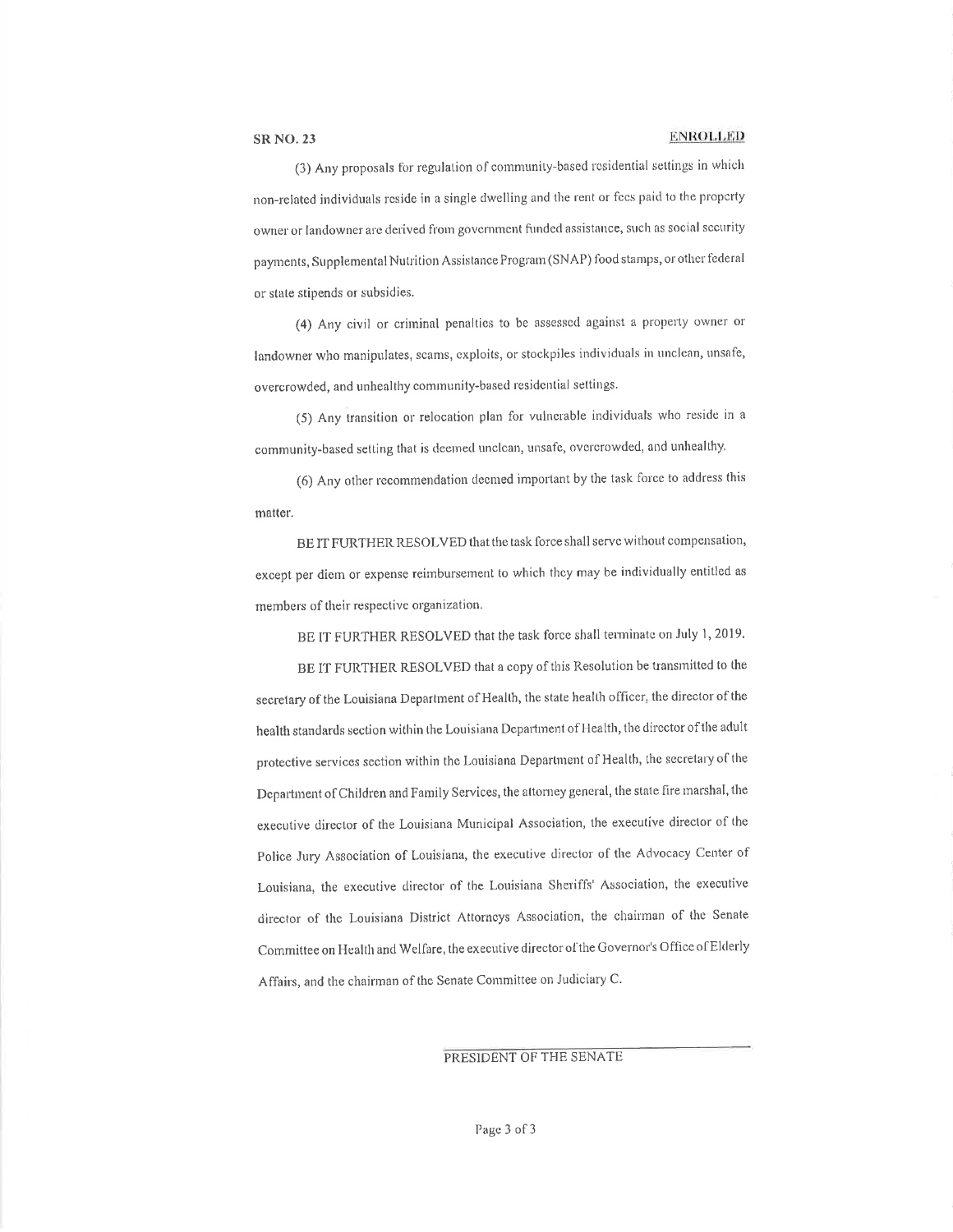(3) Any proposals for regulation of community-based residential settings in which non-related individuals reside in a single dwelling and the rent or fees paid to the property owner or landowner are derived from government funded assistance, such as social security payments, Supplemental Nutrition Assistance Program (SNAP) food stamps, or other federal or state stipends or subsidies.

(4) Any civil or criminal penalties to be assessed against a property owner or landowner who manipulates, scams, exploits, or stockpiles individuals in unclean, unsafe, overcrowded, and unhealthy community-based residential settings.

(5) Any transition or relocation plan for vulnerable individuals who reside in a community-based setting that is deemed unclean, unsafe, overcrowded, and unhealthy.

(6) Any other recommendation deemed important by the task force to address this matter.

BE IT FURTHER RESOLVED that the task force shall serve without compensation, except per diem or expense reimbursement to which they may be individually entitled as members of their respective organization.

BE IT FURTHER RESOLVED that the task force shall terminate on July 1, 2019.

BE IT FURTHER RESOLVED that a copy of this Resolution be transmitted to the secretary of the Louisiana Department of Health, the state health officer, the director of the health standards section within the Louisiana Department of Health, the director of the adult protective services section within the Louisiana Department of Health, the secretary of the Department of Children and Family Services, the attorney general, the state fire marshal, the executive director of the Louisiana Municipal Association, the executive director of the Police Jury Association of Louisiana, the executive director of the Advocacy Center of Louisiana, the executive director of the Louisiana Sheriffs' Association, the executive director of the Louisiana District Attorneys Association, the chairman of the Senate Committee on Health and Welfare, the executive director of the Governor's Office of Elderly Affairs, and the chairman of the Senate Committee on Judiciary C.

PRESIDENT OF THE SENATE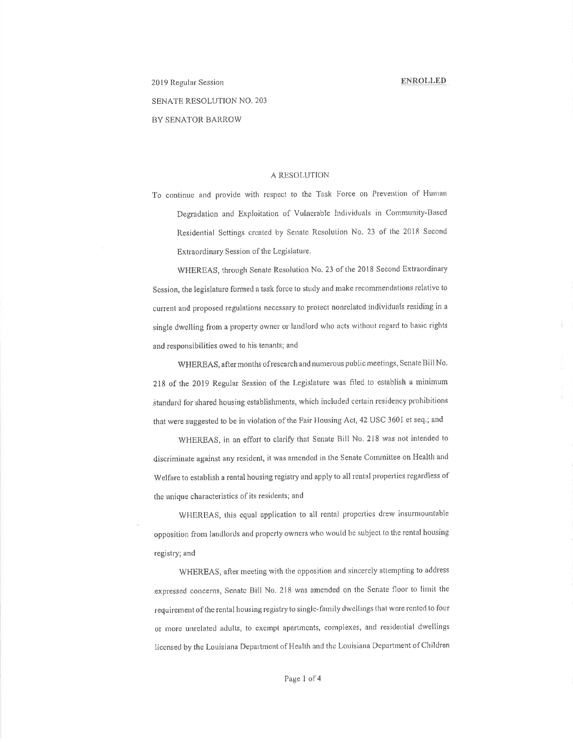2019 Regular Session **ENROLLED**

SENATE RESOLUTION NO. 203

BY SENATOR BARROW

A RESOLUTION

To continue and provide with respect to the Task Force on Prevention of Human Degradation and Exploitation of Vulnerable Individuals in Community-Based Residential Settings created by Senate Resolution No. 23 of the 2018 Second Extraordinary Session of the Legislature.

WHEREAS, through Senate Resolution No. 23 of the 2018 Second Extraordinary Session, the legislature formed a task force to study and make recommendations relative to current and proposed regulations necessary to protect nonrelated individuals residing in a single dwelling from a property owner or landlord who acts without regard to basic rights and responsibilities owed to his tenants; and

WHEREAS, after months of research and numerous public meetings, Senate Bill No. 218 of the 2019 Regular Session of the Legislature was filed to establish a minimum standard for shared housing establishments, which included certain residency prohibitions that were suggested to be in violation of the Fair Housing Act, 42 USC 3601 et seq.; and

WHEREAS, in an effort to clarify that Senate Bill No. 218 was not intended to discriminate against any resident, it was amended in the Senate Committee on Health and Welfare to establish a rental housing registry and apply to all rental properties regardless of the unique characteristics of its residents; and

WHEREAS, this equal application to all rental properties drew insurmountable opposition from landlords and property owners who would be subject to the rental housing registry; and

WHEREAS, after meeting with the opposition and sincerely attempting to address expressed concerns, Senate Bill No. 218 was amended on the Senate floor to limit the requirement of the rental housing registry to single-family dwellings that were rented to four or more unrelated adults, to exempt apartments, complexes, and residential dwellings licensed by the Louisiana Department of Health and the Louisiana Department of Children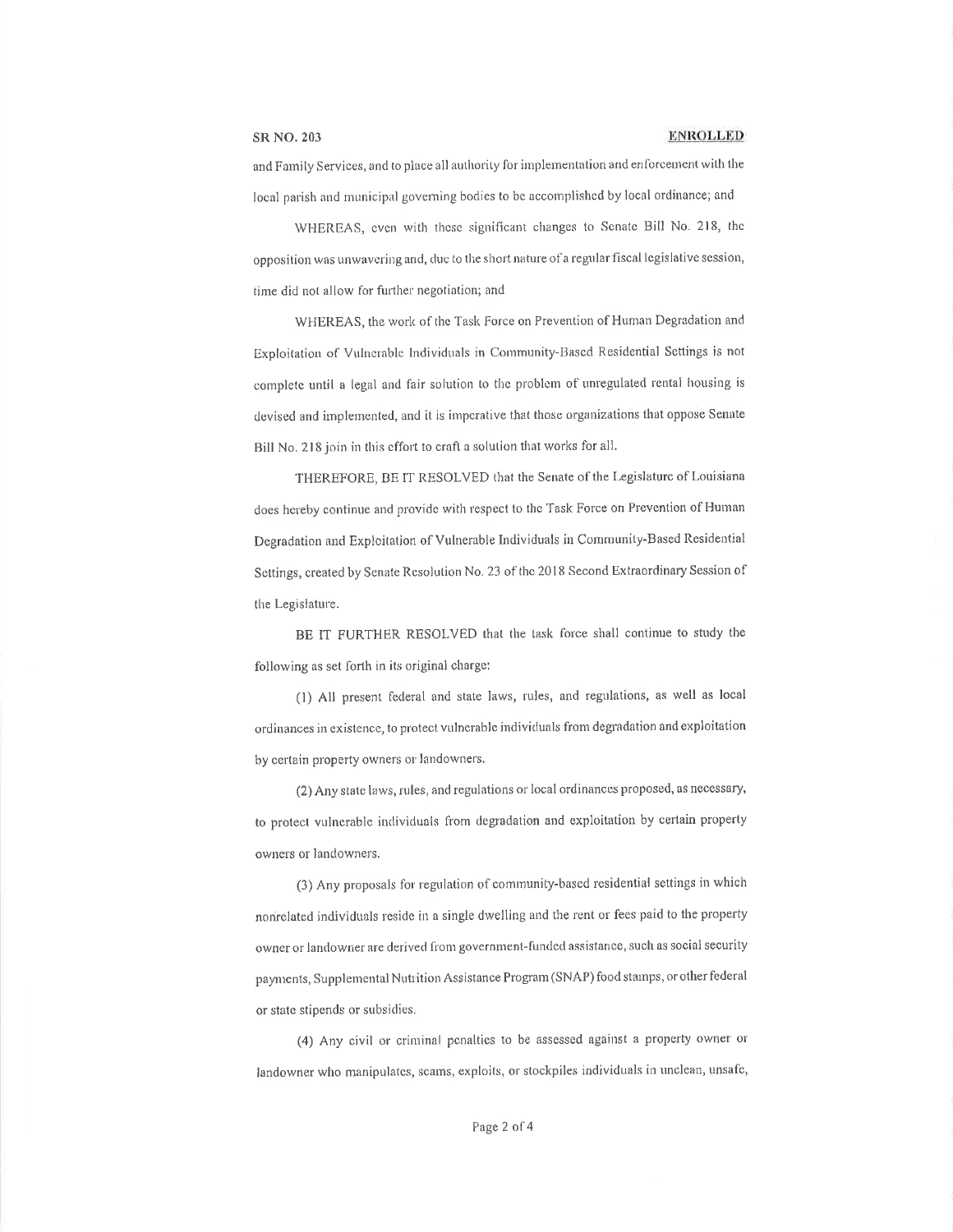and Family Services, and to place all authority for implementation and enforcement with the local parish and municipal governing bodies to be accomplished by local ordinance; and

WHEREAS, even with these significant changes to Senate Bill No. 218, the opposition was unwavering and, due to the short nature of a regular fiscal legislative session, time did not allow for further negotiation; and

WHEREAS, the work of the Task Force on Prevention of Human Degradation and Exploitation of Vulnerable Individuals in Community-Based Residential Settings is not complete until a legal and fair solution to the problem of unregulated rental housing is devised and implemented, and it is imperative that those organizations that oppose Senate Bill No. 218 join in this effort to craft a solution that works for all.

THEREFORE, BE IT RESOLVED that the Senate of the Legislature of Louisiana does hereby continue and provide with respect to the Task Force on Prevention of Human Degradation and Exploitation of Vulnerable Individuals in Community-Based Residential Settings, created by Senate Resolution No. 23 of the 2018 Second Extraordinary Session of the Legislature.

BE IT FURTHER RESOLVED that the task force shall continue to study the following as set forth in its original charge:

(1) All present federal and state laws, rules, and regulations, as well as local ordinances in existence, to protect vulnerable individuals from degradation and exploitation by certain property owners or landowners.

(2) Any state laws, rules, and regulations or local ordinances proposed, as necessary, to protect vulnerable individuals from degradation and exploitation by certain property owners or landowners.

(3) Any proposals for regulation of community-based residential settings in which nonrelated individuals reside in a single dwelling and the rent or fees paid to the property owner or landowner are derived from government-funded assistance, such as social security payments, Supplemental Nutrition Assistance Program (SNAP) food stamps, or other federal or state stipends or subsidies.

(4) Any civil or criminal penalties to be assessed against a property owner or landowner who manipulates, scams, exploits, or stockpiles individuals in unclean, unsafe,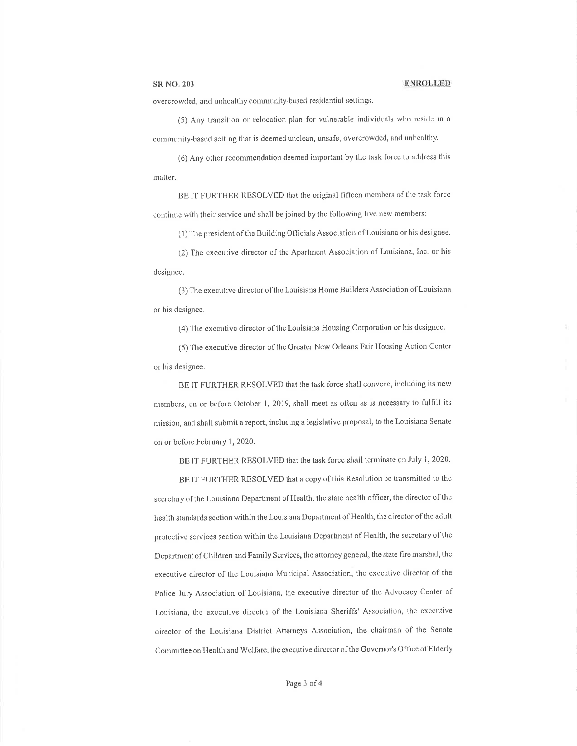overcrowded, and unhealthy community-based residential settings.

(5) Any transition or relocation plan for vulnerable individuals who reside in a community-based setting that is deemed unclean, unsafe, overcrowded, and unhealthy.

(6) Any other recommendation deemed important by the task force to address this matter.

BE IT FURTHER RESOLVED that the original fifteen members of the task force continue with their service and shall be joined by the following five new members:

(1) The president of the Building Officials Association of Louisiana or his designee.

(2) The executive director of the Apartment Association of Louisiana, Inc. or his designee.

(3) The executive director of the Louisiana Home Builders Association of Louisiana or his designee.

(4) The executive director of the Louisiana Housing Corporation or his designee.

(5) The executive director of the Greater New Orleans Fair Housing Action Center or his designee.

BE IT FURTHER RESOLVED that the task force shall convene, including its new members, on or before October 1, 2019, shall meet as often as is necessary to fulfill its mission, and shall submit a report, including a legislative proposal, to the Louisiana Senate on or before February 1, 2020.

BE IT FURTHER RESOLVED that the task force shall terminate on July 1, 2020.

BE IT FURTHER RESOLVED that a copy of this Resolution be transmitted to the secretary of the Louisiana Department of Health, the state health officer, the director of the health standards section within the Louisiana Department of Health, the director of the adult protective services section within the Louisiana Department of Health, the secretary of the Department of Children and Family Services, the attorney general, the state fire marshal, the executive director of the Louisiana Municipal Association, the executive director of the Police Jury Association of Louisiana, the executive director of the Advocacy Center of Louisiana, the executive director of the Louisiana Sheriffs' Association, the executive director of the Louisiana District Attorneys Association, the chairman of the Senate Committee on Health and Welfare, the executive director of the Governor's Office of Elderly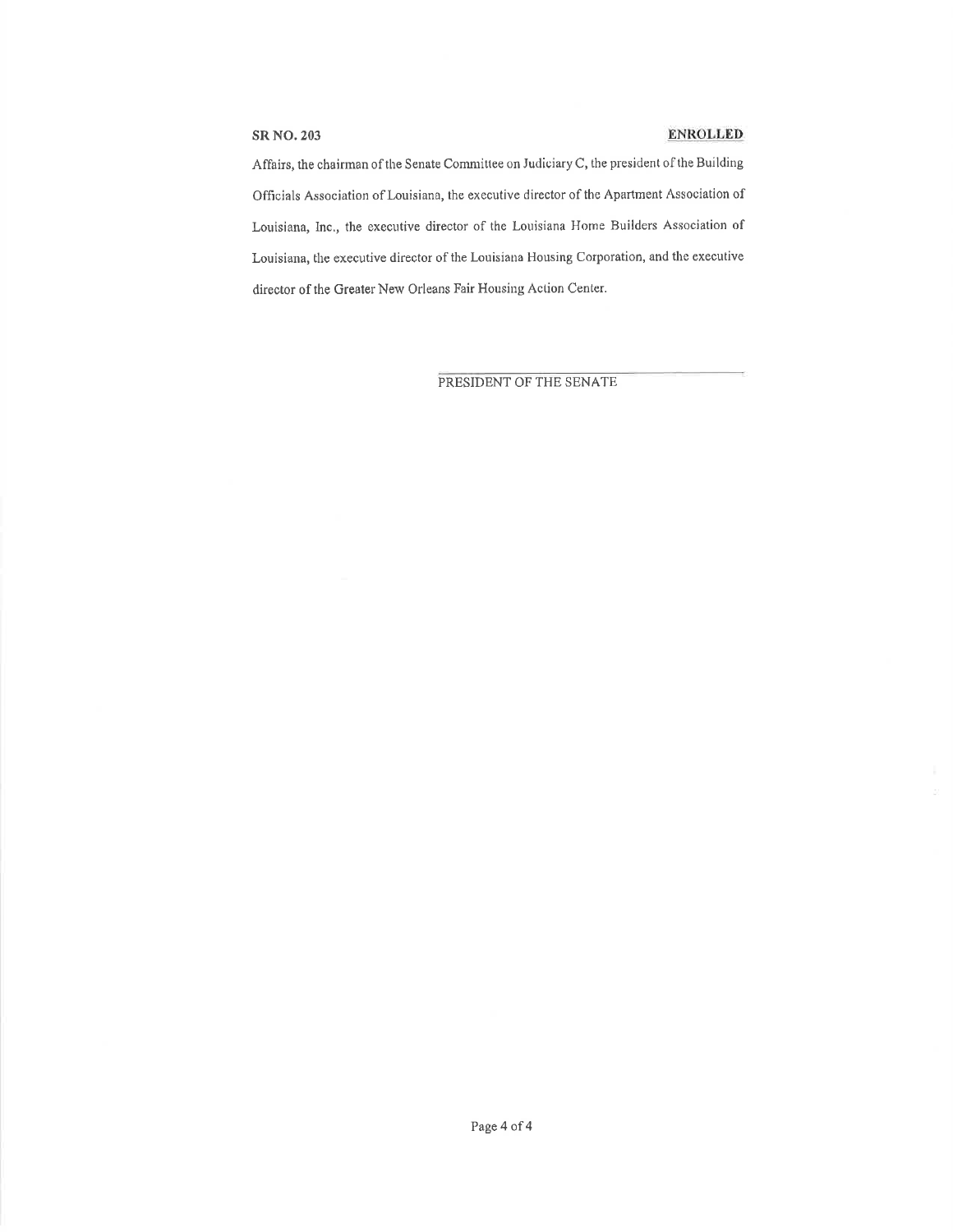Affairs, the chairman of the Senate Committee on Judiciary C, the president of the Building Officials Association of Louisiana, the executive director of the Apartment Association of Louisiana, Inc., the executive director of the Louisiana Home Builders Association of Louisiana, the executive director of the Louisiana Housing Corporation, and the executive director of the Greater New Orleans Fair Housing Action Center.

PRESIDENT OF THE SENATE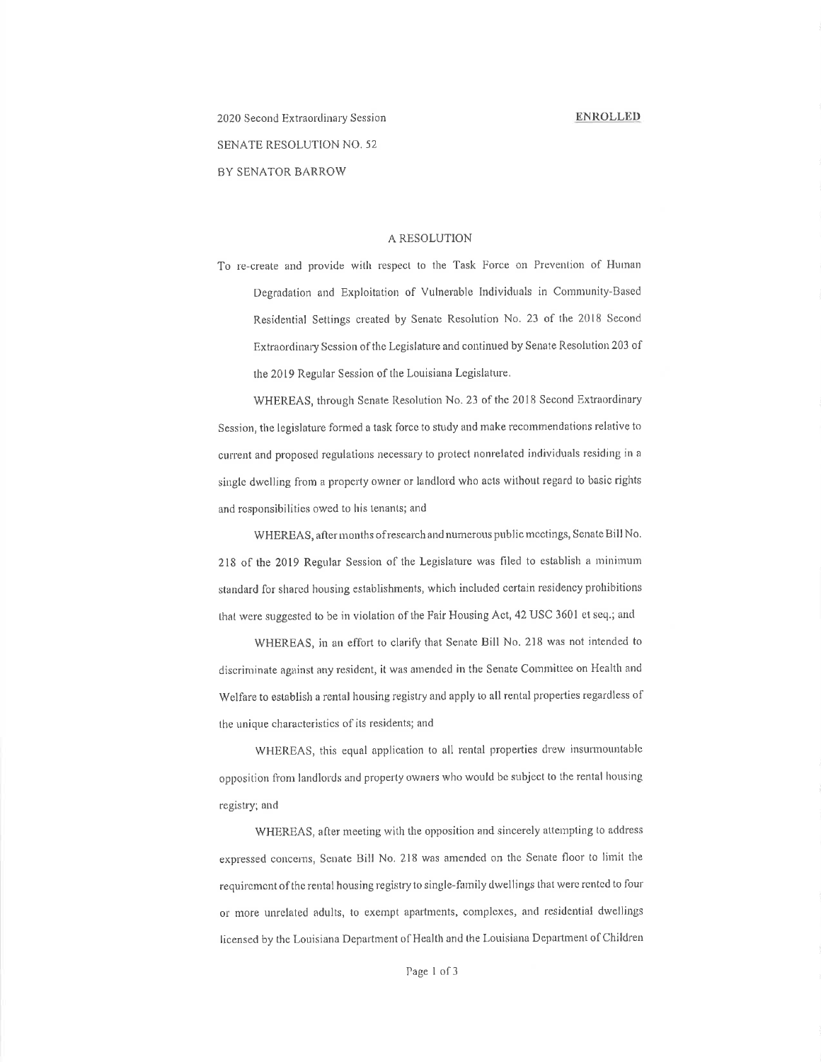2020 Second Extraordinary Session **ENROLLED**

SENATE RESOLUTION NO. 52

BY SENATOR BARROW

A RESOLUTION

To re-create and provide with respect to the Task Force on Prevention of Human Degradation and Exploitation of Vulnerable Individuals in Community-Based Residential Settings created by Senate Resolution No. 23 of the 2018 Second Extraordinary Session of the Legislature and continued by Senate Resolution 203 of the 2019 Regular Session of the Louisiana Legislature.

WHEREAS, through Senate Resolution No. 23 of the 2018 Second Extraordinary Session, the legislature formed a task force to study and make recommendations relative to current and proposed regulations necessary to protect nonrelated individuals residing in a single dwelling from a property owner or landlord who acts without regard to basic rights and responsibilities owed to his tenants; and

WHEREAS, after months of research and numerous public meetings, Senate Bill No. 218 of the 2019 Regular Session of the Legislature was filed to establish a minimum standard for shared housing establishments, which included certain residency prohibitions that were suggested to be in violation of the Fair Housing Act, 42 USC 3601 et seq.; and

WHEREAS, in an effort to clarify that Senate Bill No. 218 was not intended to discriminate against any resident, it was amended in the Senate Committee on Health and Welfare to establish a rental housing registry and apply to all rental properties regardless of the unique characteristics of its residents; and

WHEREAS, this equal application to all rental properties drew insurmountable opposition from landlords and property owners who would be subject to the rental housing registry; and

WHEREAS, after meeting with the opposition and sincerely attempting to address expressed concerns, Senate Bill No. 218 was amended on the Senate floor to limit the requirement of the rental housing registry to single-family dwellings that were rented to four or more unrelated adults, to exempt apartments, complexes, and residential dwellings licensed by the Louisiana Department of Health and the Louisiana Department of Children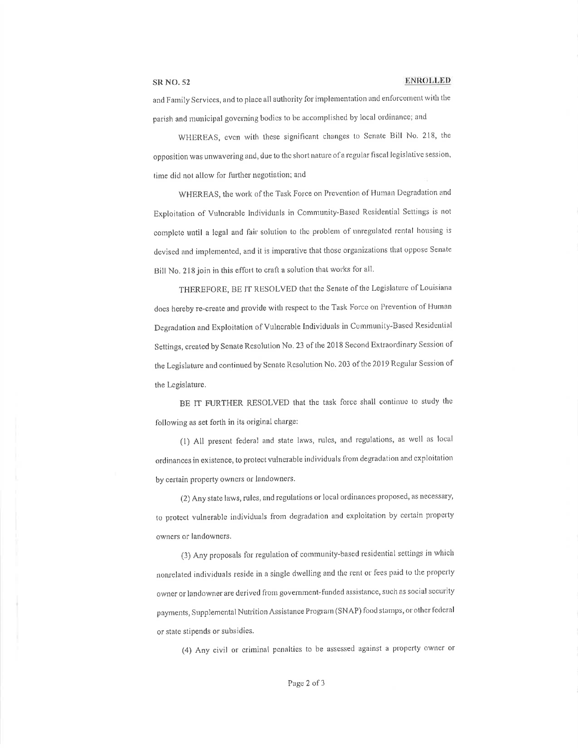and Family Services, and to place all authority for implementation and enforcement with the parish and municipal governing bodies to be accomplished by local ordinance; and

WHEREAS, even with these significant changes to Senate Bill No. 218, the opposition was unwavering and, due to the short nature of a regular fiscal legislative session, time did not allow for further negotiation; and

WHEREAS, the work of the Task Force on Prevention of Human Degradation and Exploitation of Vulnerable Individuals in Community-Based Residential Settings is not complete until a legal and fair solution to the problem of unregulated rental housing is devised and implemented, and it is imperative that those organizations that oppose Senate Bill No. 218 join in this effort to craft a solution that works for all.

THEREFORE, BE IT RESOLVED that the Senate of the Legislature of Louisiana does hereby re-create and provide with respect to the Task Force on Prevention of Human Degradation and Exploitation of Vulnerable Individuals in Community-Based Residential Settings, created by Senate Resolution No. 23 of the 2018 Second Extraordinary Session of the Legislature and continued by Senate Resolution No. 203 of the 2019 Regular Session of the Legislature.

BE IT FURTHER RESOLVED that the task force shall continue to study the following as set forth in its original charge:

(1) All present federal and state laws, rules, and regulations, as well as local ordinances in existence, to protect vulnerable individuals from degradation and exploitation by certain property owners or landowners.

(2) Any state laws, rules, and regulations or local ordinances proposed, as necessary, to protect vulnerable individuals from degradation and exploitation by certain property owners or landowners.

(3) Any proposals for regulation of community-based residential settings in which nonrelated individuals reside in a single dwelling and the rent or fees paid to the property owner or landowner are derived from government-funded assistance, such as social security payments, Supplemental Nutrition Assistance Program (SNAP) food stamps, or other federal or state stipends or subsidies.

(4) Any civil or criminal penalties to be assessed against a property owner or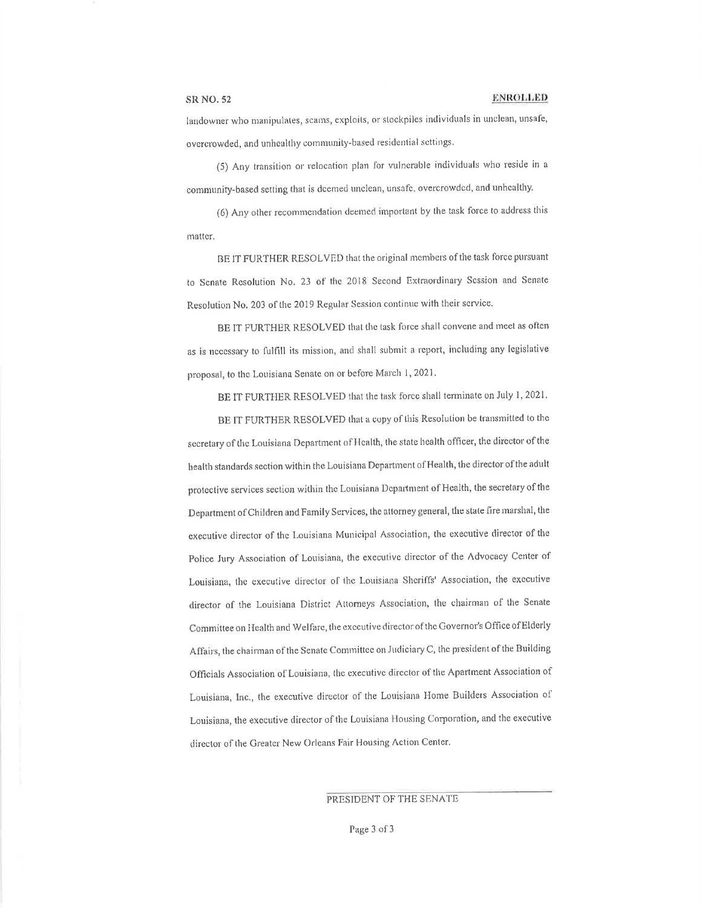landowner who manipulates, scams, exploits, or stockpiles individuals in unclean, unsafe, overcrowded, and unhealthy community-based residential settings.

(5) Any transition or relocation plan for vulnerable individuals who reside in a community-based setting that is deemed unclean, unsafe, overcrowded, and unhealthy.

(6) Any other recommendation deemed important by the task force to address this matter.

BE IT FURTHER RESOLVED that the original members of the task force pursuant to Senate Resolution No. 23 of the 2018 Second Extraordinary Session and Senate Resolution No. 203 of the 2019 Regular Session continue with their service.

BE IT FURTHER RESOLVED that the task force shall convene and meet as often as is necessary to fulfill its mission, and shall submit a report, including any legislative proposal, to the Louisiana Senate on or before March 1, 2021.

BE IT FURTHER RESOLVED that the task force shall terminate on July 1, 2021.

BE IT FURTHER RESOLVED that a copy of this Resolution be transmitted to the secretary of the Louisiana Department of Health, the state health officer, the director of the health standards section within the Louisiana Department of Health, the director of the adult protective services section within the Louisiana Department of Health, the secretary of the Department of Children and Family Services, the attorney general, the state fire marshal, the executive director of the Louisiana Municipal Association, the executive director of the Police Jury Association of Louisiana, the executive director of the Advocacy Center of Louisiana, the executive director of the Louisiana Sheriffs' Association, the executive director of the Louisiana District Attorneys Association, the chairman of the Senate Committee on Health and Welfare, the executive director of the Governor's Office of Elderly Affairs, the chairman of the Senate Committee on Judiciary C, the president of the Building Officials Association of Louisiana, the executive director of the Apartment Association of Louisiana, Inc., the executive director of the Louisiana Home Builders Association of Louisiana, the executive director of the Louisiana Housing Corporation, and the executive director of the Greater New Orleans Fair Housing Action Center.

PRESIDENT OF THE SENATE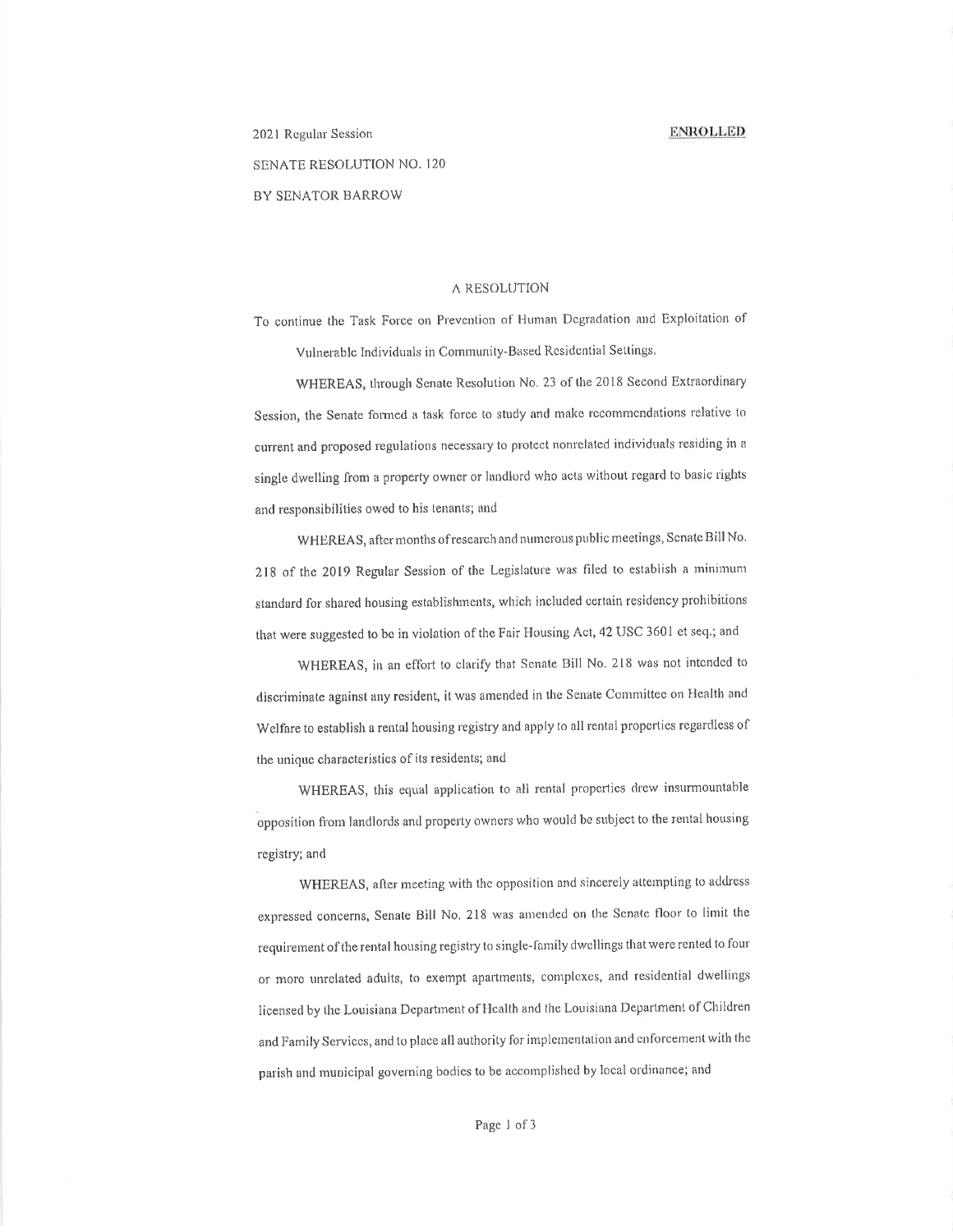2021 Regular Session **ENROLLED**

SENATE RESOLUTION NO. 120

BY SENATOR BARROW

A RESOLUTION

To continue the Task Force on Prevention of Human Degradation and Exploitation of Vulnerable Individuals in Community-Based Residential Settings.

WHEREAS, through Senate Resolution No. 23 of the 2018 Second Extraordinary Session, the Senate formed a task force to study and make recommendations relative to current and proposed regulations necessary to protect nonrelated individuals residing in a single dwelling from a property owner or landlord who acts without regard to basic rights and responsibilities owed to his tenants; and

WHEREAS, after months of research and numerous public meetings, Senate Bill No. 218 of the 2019 Regular Session of the Legislature was filed to establish a minimum standard for shared housing establishments, which included certain residency prohibitions that were suggested to be in violation of the Fair Housing Act, 42 USC 3601 et seq.; and

WHEREAS, in an effort to clarify that Senate Bill No. 218 was not intended to discriminate against any resident, it was amended in the Senate Committee on Health and Welfare to establish a rental housing registry and apply to all rental properties regardless of the unique characteristics of its residents; and

WHEREAS, this equal application to all rental properties drew insurmountable opposition from landlords and property owners who would be subject to the rental housing registry; and

WHEREAS, after meeting with the opposition and sincerely attempting to address expressed concerns, Senate Bill No. 218 was amended on the Senate floor to limit the requirement of the rental housing registry to single-family dwellings that were rented to four or more unrelated adults, to exempt apartments, complexes, and residential dwellings licensed by the Louisiana Department of Health and the Louisiana Department of Children and Family Services, and to place all authority for implementation and enforcement with the parish and municipal governing bodies to be accomplished by local ordinance; and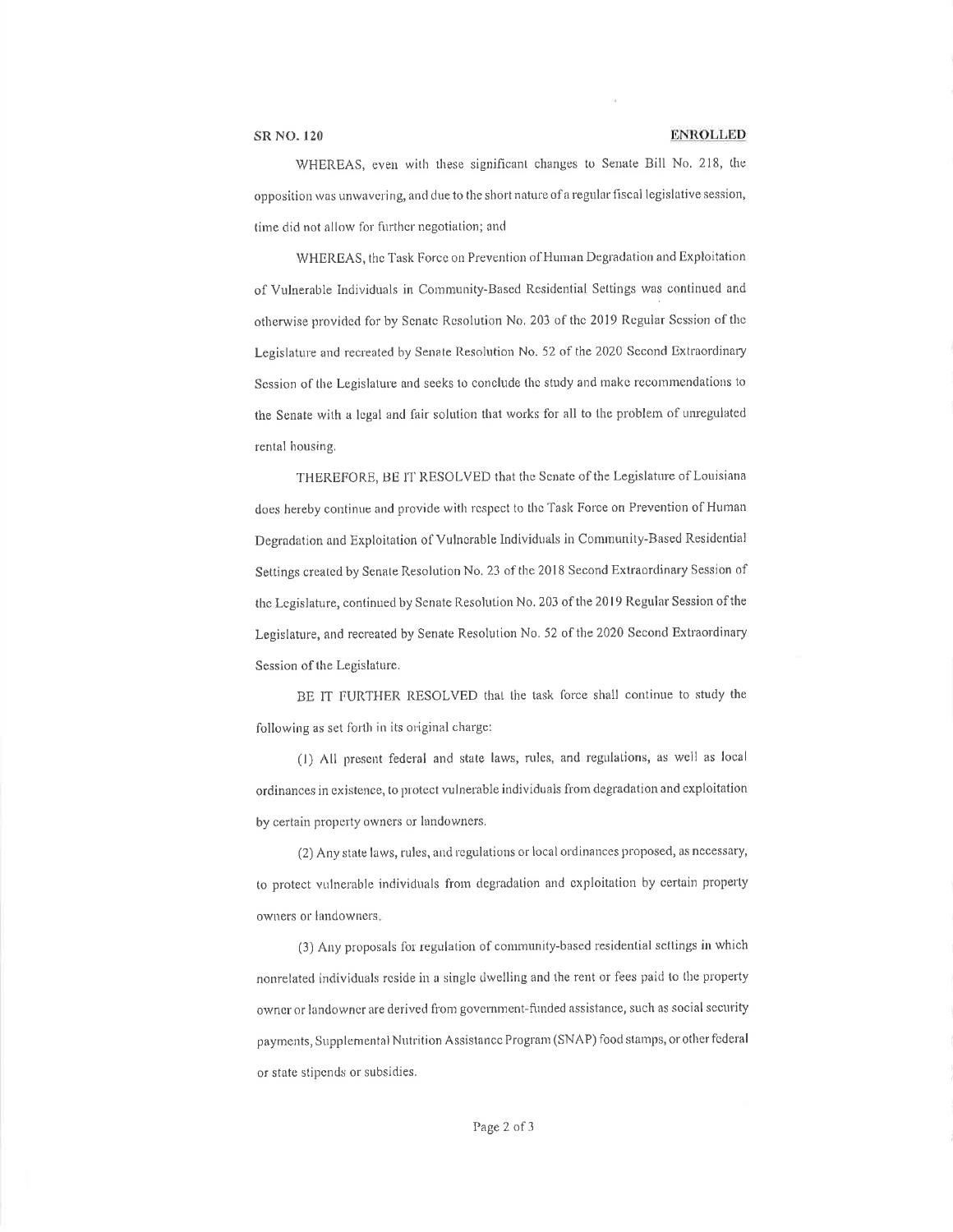WHEREAS, even with these significant changes to Senate Bill No. 218, the opposition was unwavering, and due to the short nature of a regular fiscal legislative session, time did not allow for further negotiation; and

WHEREAS, the Task Force on Prevention of Human Degradation and Exploitation of Vulnerable Individuals in Community-Based Residential Settings was continued and otherwise provided for by Senate Resolution No. 203 of the 2019 Regular Session of the Legislature and recreated by Senate Resolution No. 52 of the 2020 Second Extraordinary Session of the Legislature and seeks to conclude the study and make recommendations to the Senate with a legal and fair solution that works for all to the problem of unregulated rental housing.

THEREFORE, BE IT RESOLVED that the Senate of the Legislature of Louisiana does hereby continue and provide with respect to the Task Force on Prevention of Human Degradation and Exploitation of Vulnerable Individuals in Community-Based Residential Settings created by Senate Resolution No. 23 of the 2018 Second Extraordinary Session of the Legislature, continued by Senate Resolution No. 203 of the 2019 Regular Session of the Legislature, and recreated by Senate Resolution No. 52 of the 2020 Second Extraordinary Session of the Legislature.

BE IT FURTHER RESOLVED that the task force shall continue to study the following as set forth in its original charge:

(1) All present federal and state laws, rules, and regulations, as well as local ordinances in existence, to protect vulnerable individuals from degradation and exploitation by certain property owners or landowners.

(2) Any state laws, rules, and regulations or local ordinances proposed, as necessary, to protect vulnerable individuals from degradation and exploitation by certain property owners or landowners.

(3) Any proposals for regulation of community-based residential settings in which nonrelated individuals reside in a single dwelling and the rent or fees paid to the property owner or landowner are derived from government-funded assistance, such as social security payments, Supplemental Nutrition Assistance Program (SNAP) food stamps, or other federal or state stipends or subsidies.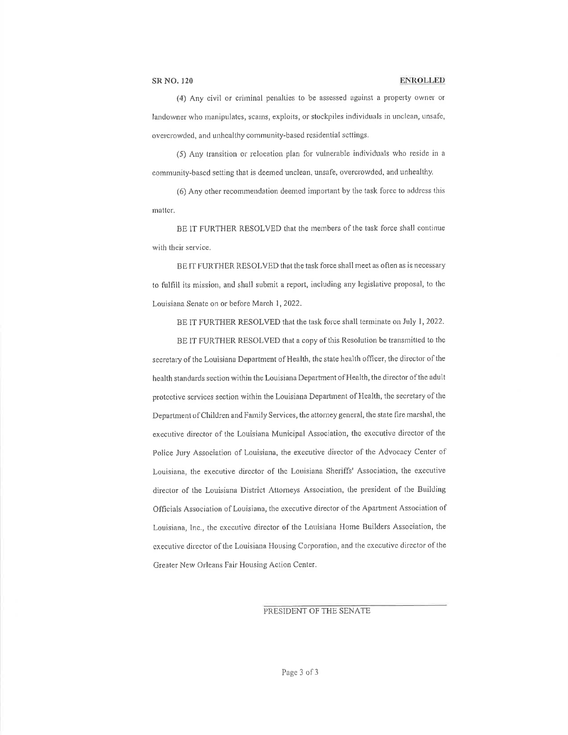(4) Any civil or criminal penalties to be assessed against a property owner or landowner who manipulates, scams, exploits, or stockpiles individuals in unclean, unsafe, overcrowded, and unhealthy community-based residential settings.

(5) Any transition or relocation plan for vulnerable individuals who reside in a community-based setting that is deemed unclean, unsafe, overcrowded, and unhealthy.

(6) Any other recommendation deemed important by the task force to address this matter.

BE IT FURTHER RESOLVED that the members of the task force shall continue with their service.

BE IT FURTHER RESOLVED that the task force shall meet as often as is necessary to fulfill its mission, and shall submit a report, including any legislative proposal, to the Louisiana Senate on or before March 1, 2022.

BE IT FURTHER RESOLVED that the task force shall terminate on July 1, 2022.

BE IT FURTHER RESOLVED that a copy of this Resolution be transmitted to the secretary of the Louisiana Department of Health, the state health officer, the director of the health standards section within the Louisiana Department of Health, the director of the adult protective services section within the Louisiana Department of Health, the secretary of the Department of Children and Family Services, the attorney general, the state fire marshal, the executive director of the Louisiana Municipal Association, the executive director of the Police Jury Association of Louisiana, the executive director of the Advocacy Center of Louisiana, the executive director of the Louisiana Sheriffs' Association, the executive director of the Louisiana District Attorneys Association, the president of the Building Officials Association of Louisiana, the executive director of the Apartment Association of Louisiana, Inc., the executive director of the Louisiana Home Builders Association, the executive director of the Louisiana Housing Corporation, and the executive director of the Greater New Orleans Fair Housing Action Center.

PRESIDENT OF THE SENATE